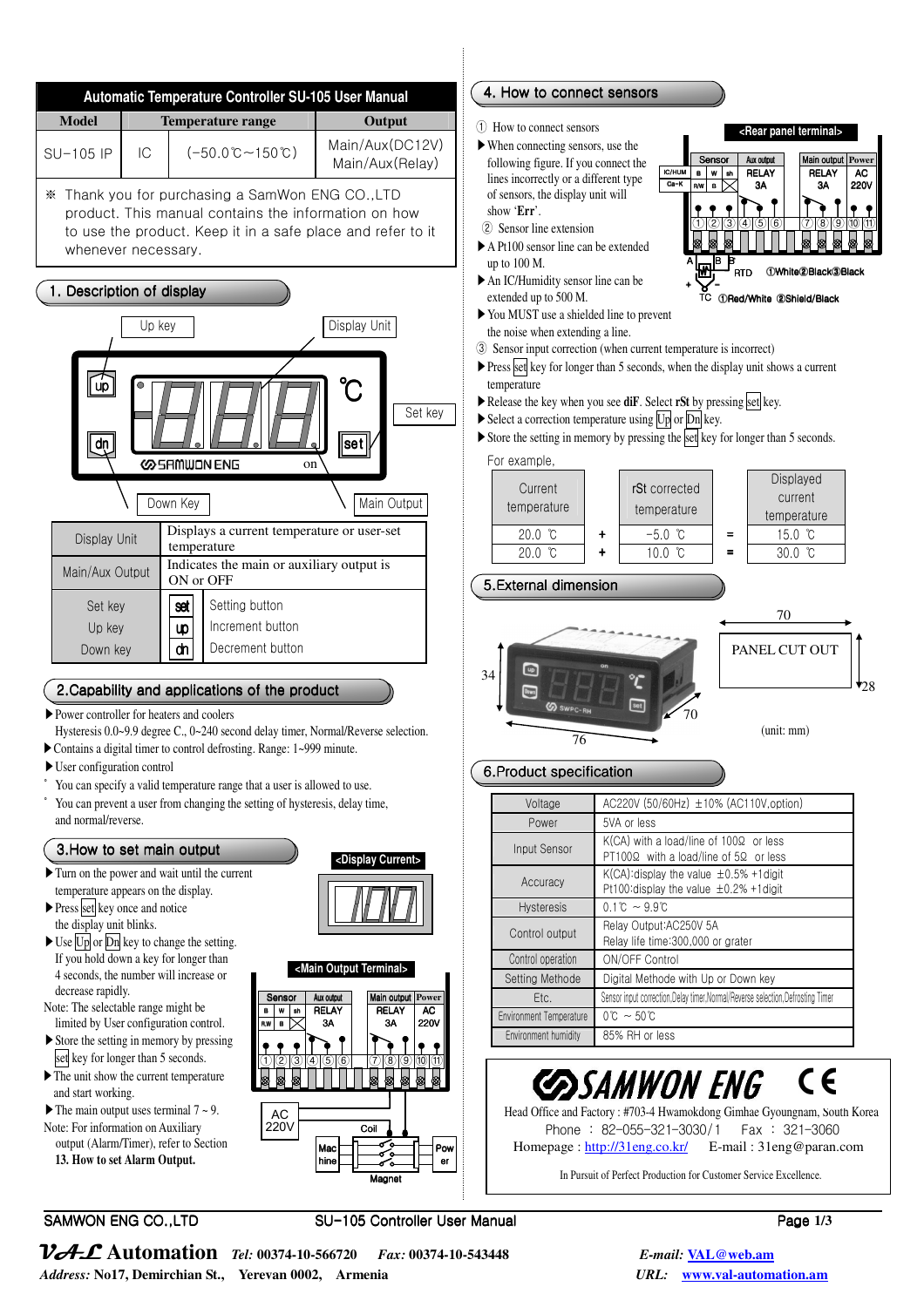# Automatic Temperature Controller SU-105 User Manual

| Model | | Temperature range | Output |
|---|---|---|---|
| SU-105 IP | IC | (-50.0℃~150℃) | Main/Aux(DC12V) Main/Aux(Relay) |

※ Thank you for purchasing a SamWon ENG CO.,LTD product. This manual contains the information on how to use the product. Keep it in a safe place and refer to it whenever necessary.

## 1. Description of display

Up key, Display Unit, Set key, Down Key, Main Output

| Display Unit | Displays a current temperature or user-set temperature |
|---|---|
| Main/Aux Output | Indicates the main or auxiliary output is ON or OFF |
| Set key | set: Setting button |
| Up key | up: Increment button |
| Down key | dn: Decrement button |

## 2.Capability and applications of the product

- Power controller for heaters and coolers
  Hysteresis 0.0~9.9 degree C., 0~240 second delay timer, Normal/Reverse selection.
- Contains a digital timer to control defrosting. Range: 1~999 minute.
- User configuration control
  - You can specify a valid temperature range that a user is allowed to use.
  - You can prevent a user from changing the setting of hysteresis, delay time, and normal/reverse.

## 3.How to set main output

- Turn on the power and wait until the current temperature appears on the display.
- Press set key once and notice the display unit blinks.
- Use Up or Dn key to change the setting. If you hold down a key for longer than 4 seconds, the number will increase or decrease rapidly.

Note: The selectable range might be limited by User configuration control.

- Store the setting in memory by pressing set key for longer than 5 seconds.
- The unit show the current temperature and start working.
- The main output uses terminal 7 ~ 9.

Note: For information on Auxiliary output (Alarm/Timer), refer to Section **13. How to set Alarm Output.**

<Display Current>

<Main Output Terminal>

Sensor (B W sh / R/W B), Aux output RELAY 3A, Main output RELAY 3A, Power AC 220V; terminals 1–11; AC 220V, Coil, Machine, Magnet, Power

## 4. How to connect sensors

① How to connect sensors

- When connecting sensors, use the following figure. If you connect the lines incorrectly or a different type of sensors, the display unit will show '**Err**'.

<Rear panel terminal>

Sensor (IC/HUM: B W sh; Ca-K: R/W B), Aux output RELAY 3A, Main output RELAY 3A, Power AC 220V; terminals 1–11

RTD ①White②Black③Black
TC ①Red/White ②Shield/Black

② Sensor line extension

- A Pt100 sensor line can be extended up to 100 M.
- An IC/Humidity sensor line can be extended up to 500 M.
- You MUST use a shielded line to prevent the noise when extending a line.

③ Sensor input correction (when current temperature is incorrect)

- Press set key for longer than 5 seconds, when the display unit shows a current temperature
- Release the key when you see **diF**. Select **rSt** by pressing set key.
- Select a correction temperature using Up or Dn key.
- Store the setting in memory by pressing the set key for longer than 5 seconds.

For example,

| Current temperature | | rSt corrected temperature | | Displayed current temperature |
|---|---|---|---|---|
| 20.0 ℃ | + | -5.0 ℃ | = | 15.0 ℃ |
| 20.0 ℃ | + | 10.0 ℃ | = | 30.0 ℃ |

## 5.External dimension

76 × 34, depth 70; PANEL CUT OUT 70 × 28

(unit: mm)

## 6.Product specification

| Voltage | AC220V (50/60Hz) ±10% (AC110V,option) |
|---|---|
| Power | 5VA or less |
| Input Sensor | K(CA) with a load/line of 100Ω or less<br>PT100Ω with a load/line of 5Ω or less |
| Accuracy | K(CA):display the value ±0.5% +1digit<br>Pt100:display the value ±0.2% +1digit |
| Hysteresis | 0.1℃ ~ 9.9℃ |
| Control output | Relay Output:AC250V 5A<br>Relay life time:300,000 or grater |
| Control operation | ON/OFF Control |
| Setting Methode | Digital Methode with Up or Down key |
| Etc. | Sensor input correction,Delay timer,Normal/Reverse selection,Defrosting Timer |
| Environment Temperature | 0℃ ~ 50℃ |
| Environment humidity | 85% RH or less |

**SAMWON ENG** CE

Head Office and Factory : #703-4 Hwamokdong Gimhae Gyoungnam, South Korea
Phone : 82-055-321-3030/1 Fax : 321-3060
Homepage : http://31eng.co.kr/ E-mail : 31eng@paran.com

In Pursuit of Perfect Production for Customer Service Excellence.

**VAL Automation** *Tel:* **00374-10-566720** *Fax:* **00374-10-543448** *E-mail:* **VAL@web.am**
*Address:* **No17, Demirchian St., Yerevan 0002, Armenia** *URL:* **www.val-automation.am**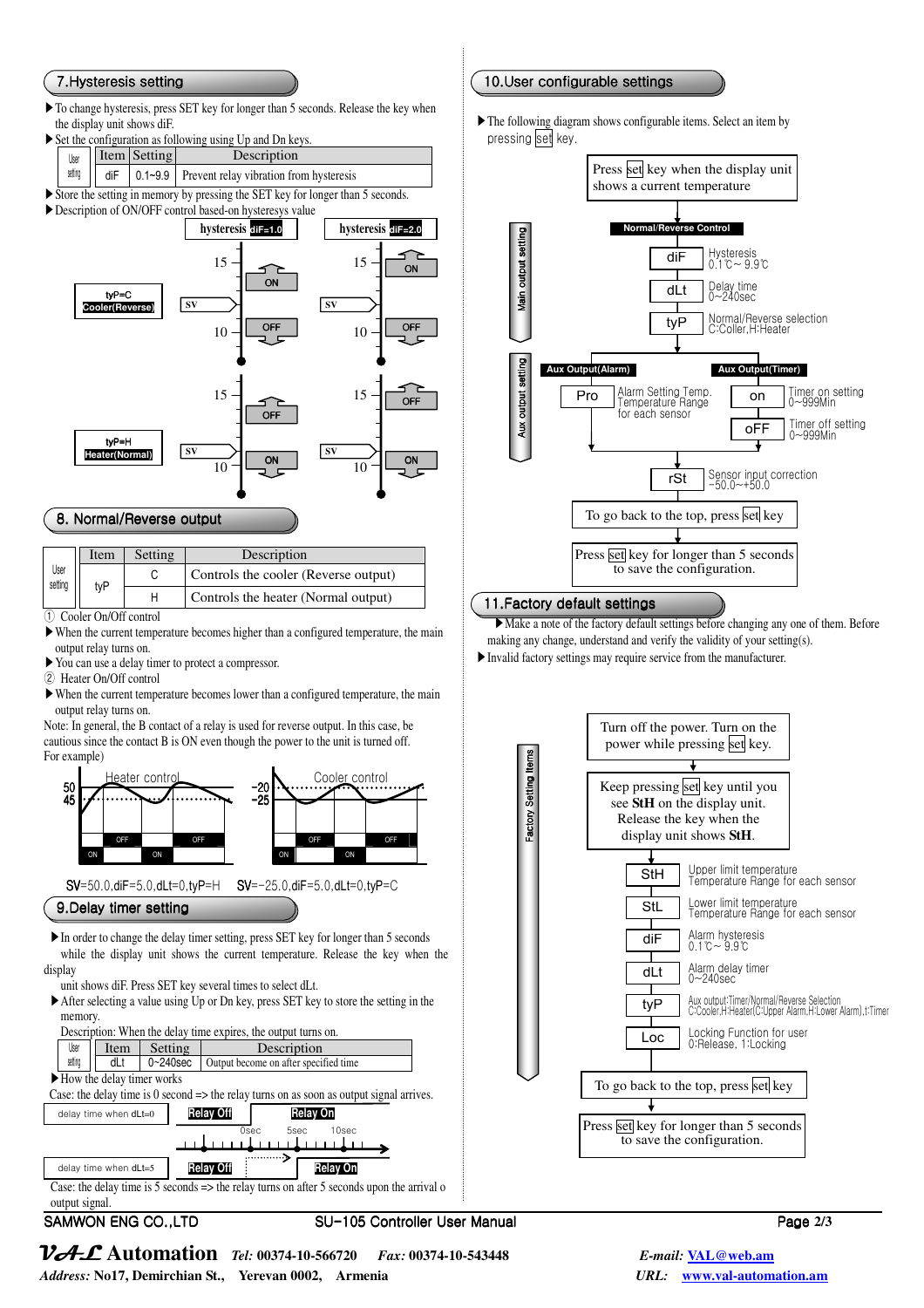## 7.Hysteresis setting

▶To change hysteresis, press SET key for longer than 5 seconds. Release the key when the display unit shows diF.

▶Set the configuration as following using Up and Dn keys.

| | Item | Setting | Description |
|---|---|---|---|
| User setting | diF | 0.1~9.9 | Prevent relay vibration from hysteresis |

▶Store the setting in memory by pressing the SET key for longer than 5 seconds.

▶Description of ON/OFF control based-on hysteresys value

hysteresis diF=1.0 | hysteresis diF=2.0

tyP=C Cooler(Reverse): SV, 15, 10, ON, OFF

tyP=H Heater(Normal): SV, 15, 10, OFF, ON

## 8. Normal/Reverse output

| | Item | Setting | Description |
|---|---|---|---|
| User setting | tyP | C | Controls the cooler (Reverse output) |
| | | H | Controls the heater (Normal output) |

① Cooler On/Off control

▶When the current temperature becomes higher than a configured temperature, the main output relay turns on.

▶You can use a delay timer to protect a compressor.

② Heater On/Off control

▶When the current temperature becomes lower than a configured temperature, the main output relay turns on.

Note: In general, the B contact of a relay is used for reverse output. In this case, be cautious since the contact B is ON even though the power to the unit is turned off.
For example)

Heater control: 50, 45, ON, OFF — SV=50.0,diF=5.0,dLt=0,tyP=H

Cooler control: -20, -25, ON, OFF — SV=-25.0,diF=5.0,dLt=0,tyP=C

## 9.Delay timer setting

▶In order to change the delay timer setting, press SET key for longer than 5 seconds while the display unit shows the current temperature. Release the key when the display unit shows diF. Press SET key several times to select dLt.

▶After selecting a value using Up or Dn key, press SET key to store the setting in the memory.

Description: When the delay time expires, the output turns on.

| | Item | Setting | Description |
|---|---|---|---|
| User setting | dLt | 0~240sec | Output become on after specified time |

▶How the delay timer works

Case: the delay time is 0 second => the relay turns on as soon as output signal arrives.

delay time when dLt=0: Relay Off → Relay On (0sec, 5sec, 10sec)

delay time when dLt=5: Relay Off → Relay On

Case: the delay time is 5 seconds => the relay turns on after 5 seconds upon the arrival of output signal.

## 10.User configurable settings

▶The following diagram shows configurable items. Select an item by pressing set key.

Press set key when the display unit shows a current temperature

**Main output setting**

Normal/Reverse Control

- diF — Hysteresis 0.1℃~ 9.9℃
- dLt — Delay time 0~240sec
- tyP — Normal/Reverse selection C:Coller,H:Heater

**Aux output setting**

Aux Output(Alarm)

- Pro — Alarm Setting Temp. Temperature Range for each sensor

Aux Output(Timer)

- on — Timer on setting 0~999Min
- oFF — Timer off setting 0~999Min

- rSt — Sensor input correction -50.0~+50.0

To go back to the top, press set key

Press set key for longer than 5 seconds to save the configuration.

## 11.Factory default settings

▶Make a note of the factory default settings before changing any one of them. Before making any change, understand and verify the validity of your setting(s).

▶Invalid factory settings may require service from the manufacturer.

**Factory Setting Items**

Turn off the power. Turn on the power while pressing set key.

Keep pressing set key until you see **StH** on the display unit. Release the key when the display unit shows **StH**.

- StH — Upper limit temperature Temperature Range for each sensor
- StL — Lower limit temperature Temperature Range for each sensor
- diF — Alarm hysteresis 0.1℃~ 9.9℃
- dLt — Alarm delay timer 0~240sec
- tyP — Aux output:Timer/Normal/Reverse Selection C:Cooler,H:Heater(C:Upper Alarm,H:Lower Alarm),t:Timer
- Loc — Locking Function for user 0:Release, 1:Locking

To go back to the top, press set key

Press set key for longer than 5 seconds to save the configuration.

SAMWON ENG CO.,LTD — SU-105 Controller User Manual

**VAL Automation** *Tel:* 00374-10-566720 *Fax:* 00374-10-543448 *E-mail:* VAL@web.am

*Address:* No17, Demirchian St., Yerevan 0002, Armenia *URL:* www.val-automation.am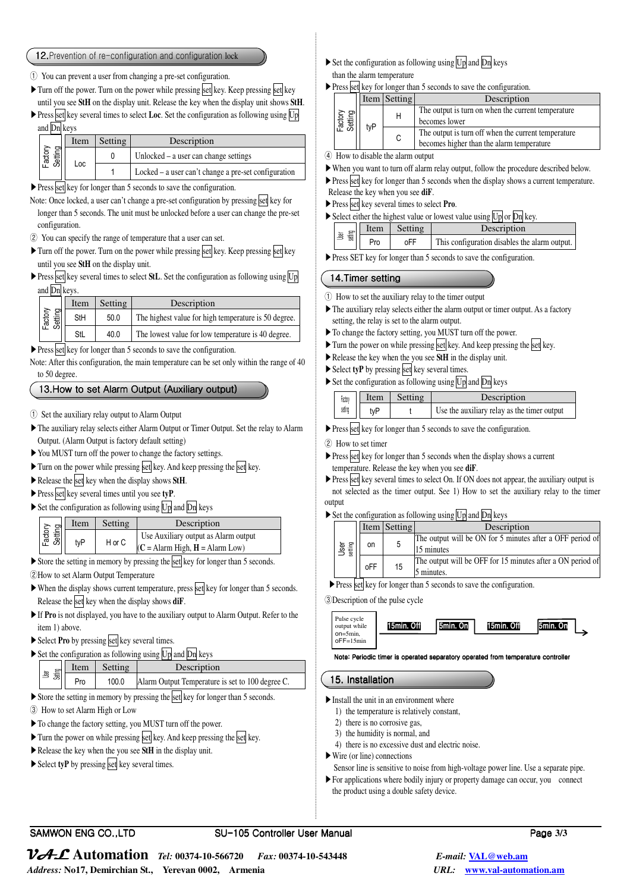## 12.Prevention of re-configuration and configuration lock

① You can prevent a user from changing a pre-set configuration.

▶ Turn off the power. Turn on the power while pressing set key. Keep pressing set key until you see **StH** on the display unit. Release the key when the display unit shows **StH**.

▶ Press set key several times to select **Loc**. Set the configuration as following using Up and Dn keys

| | Item | Setting | Description |
|---|---|---|---|
| Factory Setting | Loc | 0 | Unlocked – a user can change settings |
| | | 1 | Locked – a user can't change a pre-set configuration |

▶ Press set key for longer than 5 seconds to save the configuration.

Note: Once locked, a user can't change a pre-set configuration by pressing set key for longer than 5 seconds. The unit must be unlocked before a user can change the pre-set configuration.

② You can specify the range of temperature that a user can set.

▶ Turn off the power. Turn on the power while pressing set key. Keep pressing set key until you see **StH** on the display unit.

▶ Press set key several times to select **StL**. Set the configuration as following using Up and Dn keys.

| | Item | Setting | Description |
|---|---|---|---|
| Factory Setting | StH | 50.0 | The highest value for high temperature is 50 degree. |
| | StL | 40.0 | The lowest value for low temperature is 40 degree. |

▶ Press set key for longer than 5 seconds to save the configuration.

Note: After this configuration, the main temperature can be set only within the range of 40 to 50 degree.

## 13.How to set Alarm Output (Auxiliary output)

① Set the auxiliary relay output to Alarm Output

▶ The auxiliary relay selects either Alarm Output or Timer Output. Set the relay to Alarm Output. (Alarm Output is factory default setting)

▶ You MUST turn off the power to change the factory settings.

▶ Turn on the power while pressing set key. And keep pressing the set key.

▶ Release the set key when the display shows **StH**.

▶ Press set key several times until you see **tyP**.

▶ Set the configuration as following using Up and Dn keys

| | Item | Setting | Description |
|---|---|---|---|
| Factory Setting | tyP | H or C | Use Auxiliary output as Alarm output (**C** = Alarm High, **H** = Alarm Low) |

▶ Store the setting in memory by pressing the set key for longer than 5 seconds.

②How to set Alarm Output Temperature

▶ When the display shows current temperature, press set key for longer than 5 seconds. Release the set key when the display shows **diF**.

▶ If **Pro** is not displayed, you have to the auxiliary output to Alarm Output. Refer to the item 1) above.

▶ Select **Pro** by pressing set key several times.

▶ Set the configuration as following using Up and Dn keys

| | Item | Setting | Description |
|---|---|---|---|
| User Setting | Pro | 100.0 | Alarm Output Temperature is set to 100 degree C. |

▶ Store the setting in memory by pressing the set key for longer than 5 seconds.

③ How to set Alarm High or Low

▶ To change the factory setting, you MUST turn off the power.

▶ Turn the power on while pressing set key. And keep pressing the set key.

▶ Release the key when the you see **StH** in the display unit.

▶ Select **tyP** by pressing set key several times.

▶ Set the configuration as following using Up and Dn keys than the alarm temperature

▶ Press set key for longer than 5 seconds to save the configuration.

| | Item | Setting | Description |
|---|---|---|---|
| Factory Setting | tyP | H | The output is turn on when the current temperature becomes lower |
| | | C | The output is turn off when the current temperature becomes higher than the alarm temperature |

④ How to disable the alarm output

▶ When you want to turn off alarm relay output, follow the procedure described below.

▶ Press set key for longer than 5 seconds when the display shows a current temperature. Release the key when you see **diF**.

▶ Press set key several times to select **Pro**.

▶ Select either the highest value or lowest value using Up or Dn key.

| | Item | Setting | Description |
|---|---|---|---|
| User setting | Pro | oFF | This configuration disables the alarm output. |

▶ Press SET key for longer than 5 seconds to save the configuration.

## 14.Timer setting

① How to set the auxiliary relay to the timer output

▶ The auxiliary relay selects either the alarm output or timer output. As a factory setting, the relay is set to the alarm output.

▶ To change the factory setting, you MUST turn off the power.

▶ Turn the power on while pressing set key. And keep pressing the set key.

▶ Release the key when the you see **StH** in the display unit.

▶ Select **tyP** by pressing set key several times.

▶ Set the configuration as following using Up and Dn keys

| | Item | Setting | Description |
|---|---|---|---|
| Factory setting | tyP | t | Use the auxiliary relay as the timer output |

▶ Press set key for longer than 5 seconds to save the configuration.

② How to set timer

▶ Press set key for longer than 5 seconds when the display shows a current temperature. Release the key when you see **diF**.

▶ Press set key several times to select On. If ON does not appear, the auxiliary output is not selected as the timer output. See 1) How to set the auxiliary relay to the timer output

▶ Set the configuration as following using Up and Dn keys

| | Item | Setting | Description |
|---|---|---|---|
| User setting | on | 5 | The output will be ON for 5 minutes after a OFF period of 15 minutes |
| | oFF | 15 | The output will be OFF for 15 minutes after a ON period of 5 minutes. |

▶ Press set key for longer than 5 seconds to save the configuration.

③Description of the pulse cycle

Pulse cycle output while on=5min, oFF=15min

15min. Off
5min. On
15min. Off
5min. On

**Note: Periodic timer is operated separatory operated from temperature controller**

## 15. Installation

▶ Install the unit in an environment where

1) the temperature is relatively constant,
2) there is no corrosive gas,
3) the humidity is normal, and
4) there is no excessive dust and electric noise.

▶ Wire (or line) connections

Sensor line is sensitive to noise from high-voltage power line. Use a separate pipe.

▶ For applications where bodily injury or property damage can occur, you connect the product using a double safety device.

SAMWON ENG CO.,LTD SU-105 Controller User Manual

**VAL Automation** *Tel:* **00374-10-566720** *Fax:* **00374-10-543448** *E-mail:* VAL@web.am

*Address:* **No17, Demirchian St., Yerevan 0002, Armenia** *URL:* www.val-automation.am